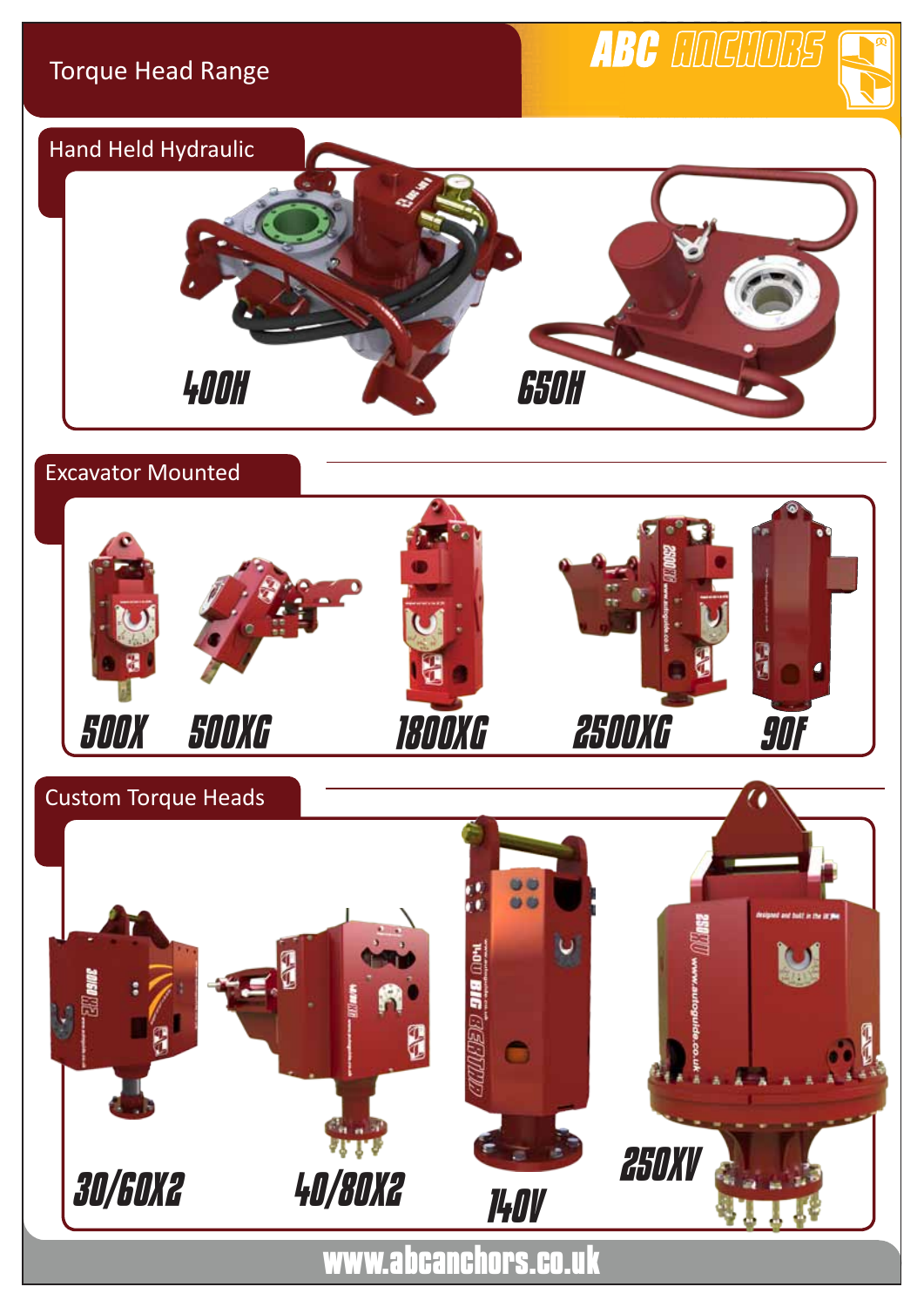# Torque Head Range

ABC ANCHORS

## Hand Held Hydraulic

400H

650H

## Excavator Mounted

500X

500XG

1800XG

2500XG

90F

## Custom Torque Heads

30/60X2

40/80X2

140V

250XV

www.abcanchors.co.uk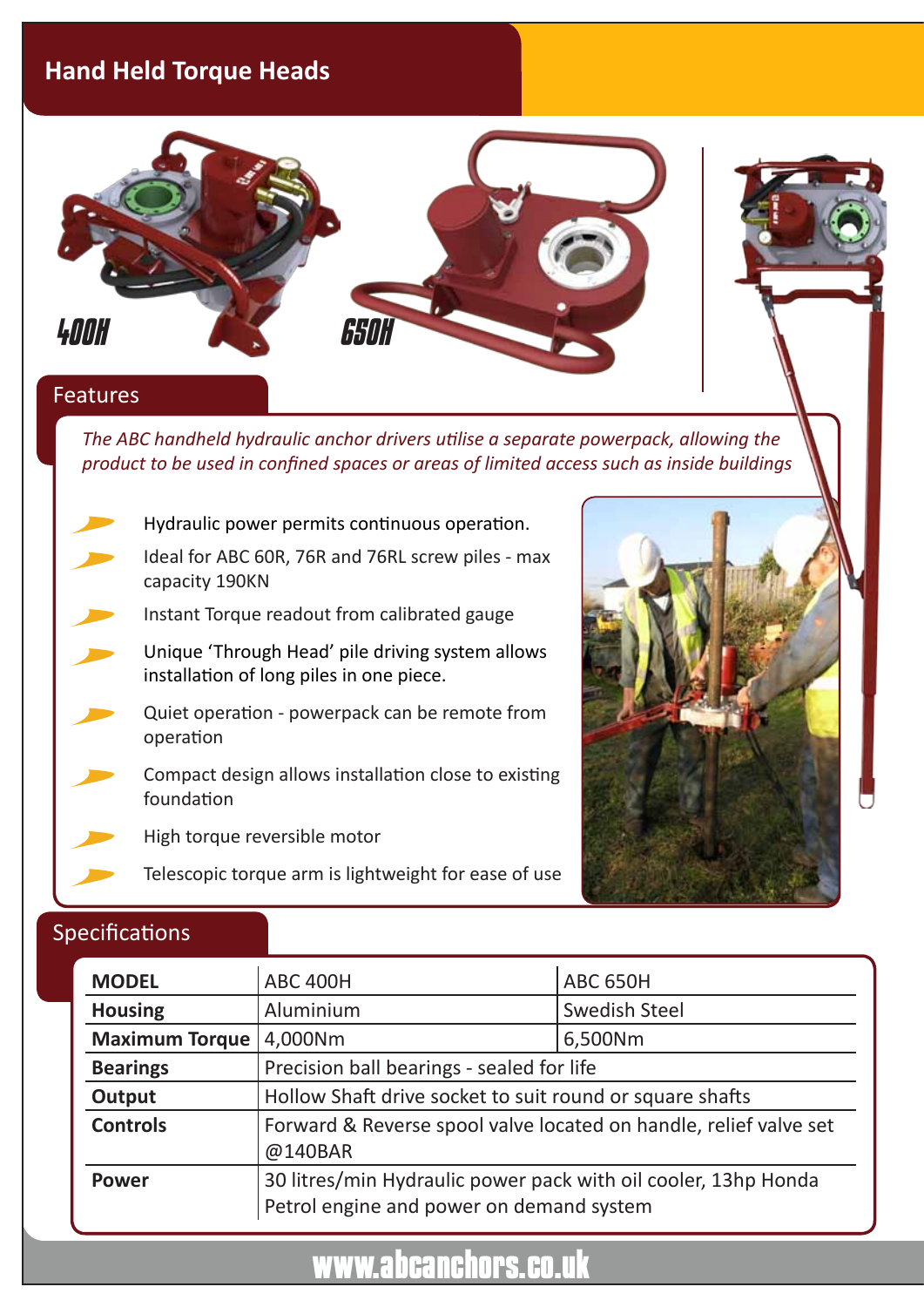# Hand Held Torque Heads

400H

650H

## Features

*The ABC handheld hydraulic anchor drivers utilise a separate powerpack, allowing the product to be used in confined spaces or areas of limited access such as inside buildings*

- Hydraulic power permits continuous operation.
- Ideal for ABC 60R, 76R and 76RL screw piles - max capacity 190KN
- Instant Torque readout from calibrated gauge
- Unique 'Through Head' pile driving system allows installation of long piles in one piece.
- Quiet operation - powerpack can be remote from operation
- Compact design allows installation close to existing foundation
- High torque reversible motor
- Telescopic torque arm is lightweight for ease of use

## Specifications

| **MODEL** | ABC 400H | ABC 650H |
|---|---|---|
| **Housing** | Aluminium | Swedish Steel |
| **Maximum Torque** | 4,000Nm | 6,500Nm |
| **Bearings** | Precision ball bearings - sealed for life | |
| **Output** | Hollow Shaft drive socket to suit round or square shafts | |
| **Controls** | Forward & Reverse spool valve located on handle, relief valve set @140BAR | |
| **Power** | 30 litres/min Hydraulic power pack with oil cooler, 13hp Honda Petrol engine and power on demand system | |

www.abcanchors.co.uk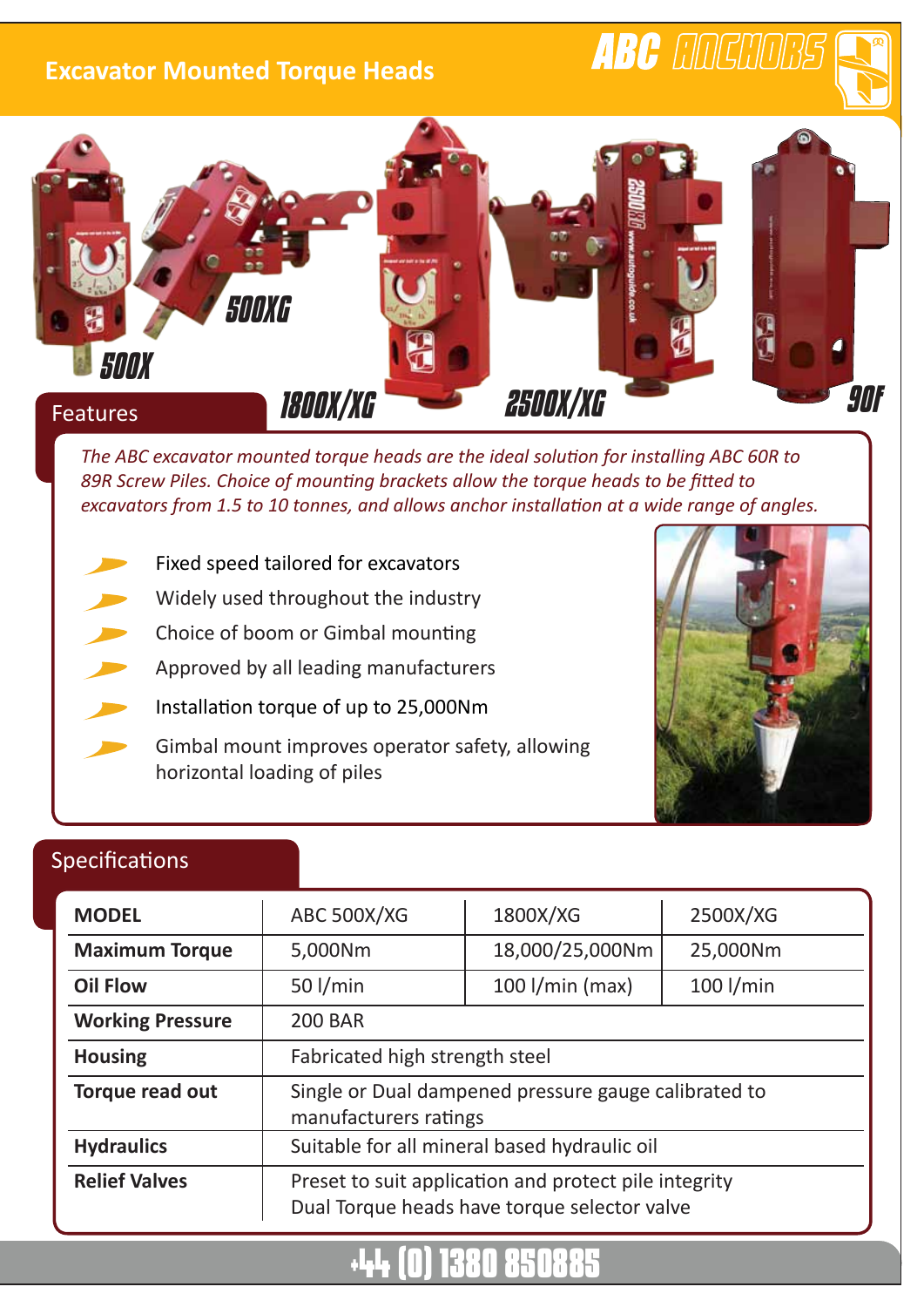# Excavator Mounted Torque Heads

ABC ANCHORS

500X 500XG 1800X/XG 2500X/XG 90F

## Features

*The ABC excavator mounted torque heads are the ideal solution for installing ABC 60R to 89R Screw Piles. Choice of mounting brackets allow the torque heads to be fitted to excavators from 1.5 to 10 tonnes, and allows anchor installation at a wide range of angles.*

- Fixed speed tailored for excavators
- Widely used throughout the industry
- Choice of boom or Gimbal mounting
- Approved by all leading manufacturers
- Installation torque of up to 25,000Nm
- Gimbal mount improves operator safety, allowing horizontal loading of piles

## Specifications

| **MODEL** | ABC 500X/XG | 1800X/XG | 2500X/XG |
|---|---|---|---|
| **Maximum Torque** | 5,000Nm | 18,000/25,000Nm | 25,000Nm |
| **Oil Flow** | 50 l/min | 100 l/min (max) | 100 l/min |
| **Working Pressure** | 200 BAR | | |
| **Housing** | Fabricated high strength steel | | |
| **Torque read out** | Single or Dual dampened pressure gauge calibrated to manufacturers ratings | | |
| **Hydraulics** | Suitable for all mineral based hydraulic oil | | |
| **Relief Valves** | Preset to suit application and protect pile integrity<br>Dual Torque heads have torque selector valve | | |

+44 (0) 1380 850885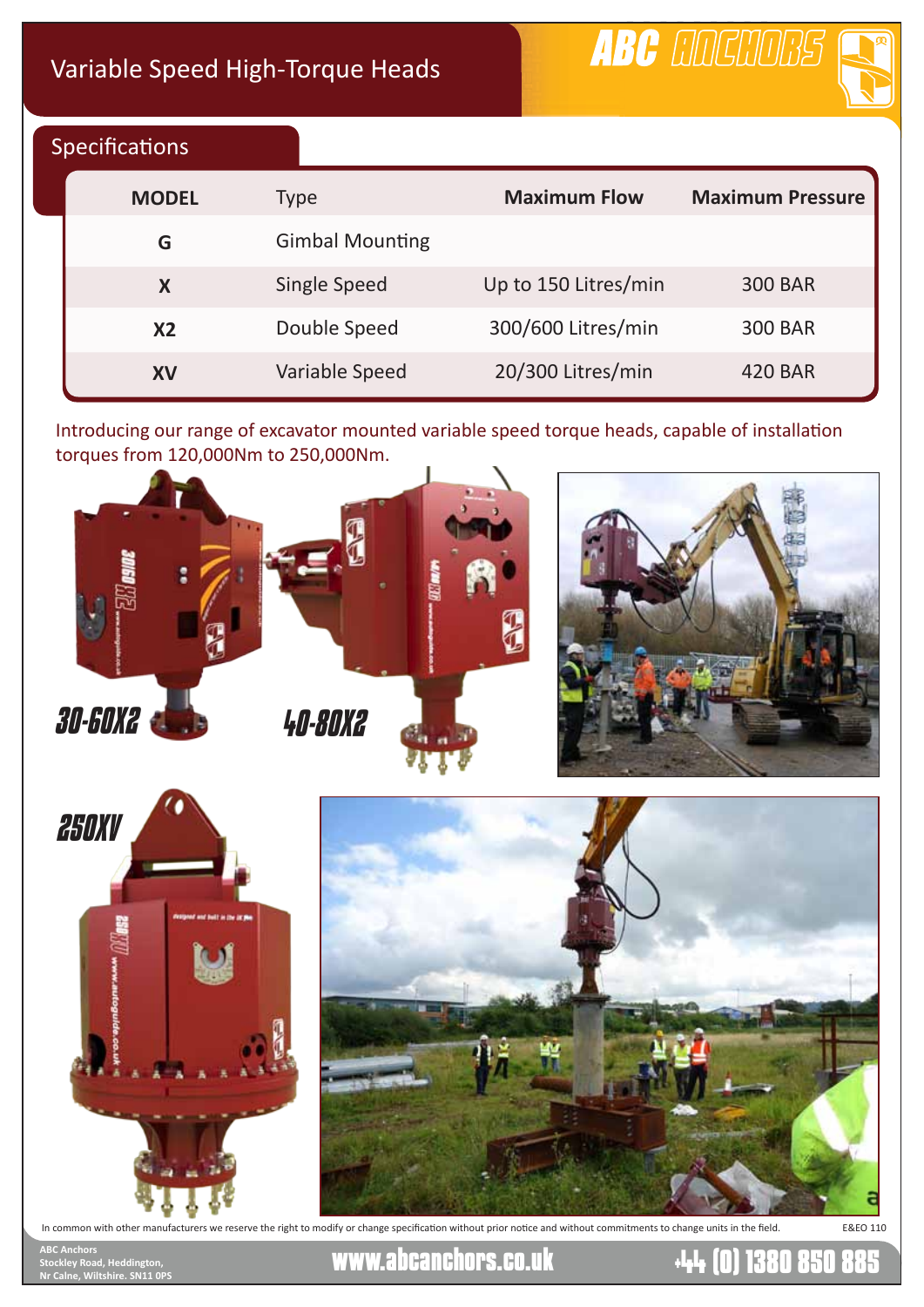# Variable Speed High-Torque Heads

ABC ANCHORS

## Specifications

| MODEL | Type | Maximum Flow | Maximum Pressure |
|---|---|---|---|
| G | Gimbal Mounting | | |
| X | Single Speed | Up to 150 Litres/min | 300 BAR |
| X2 | Double Speed | 300/600 Litres/min | 300 BAR |
| XV | Variable Speed | 20/300 Litres/min | 420 BAR |

Introducing our range of excavator mounted variable speed torque heads, capable of installation torques from 120,000Nm to 250,000Nm.

30-60X2

40-80X2

250XV

In common with other manufacturers we reserve the right to modify or change specification without prior notice and without commitments to change units in the field.

E&EO 110

ABC Anchors
Stockley Road, Heddington,
Nr Calne, Wiltshire. SN11 0PS

www.abcanchors.co.uk

+44 (0) 1380 850 885